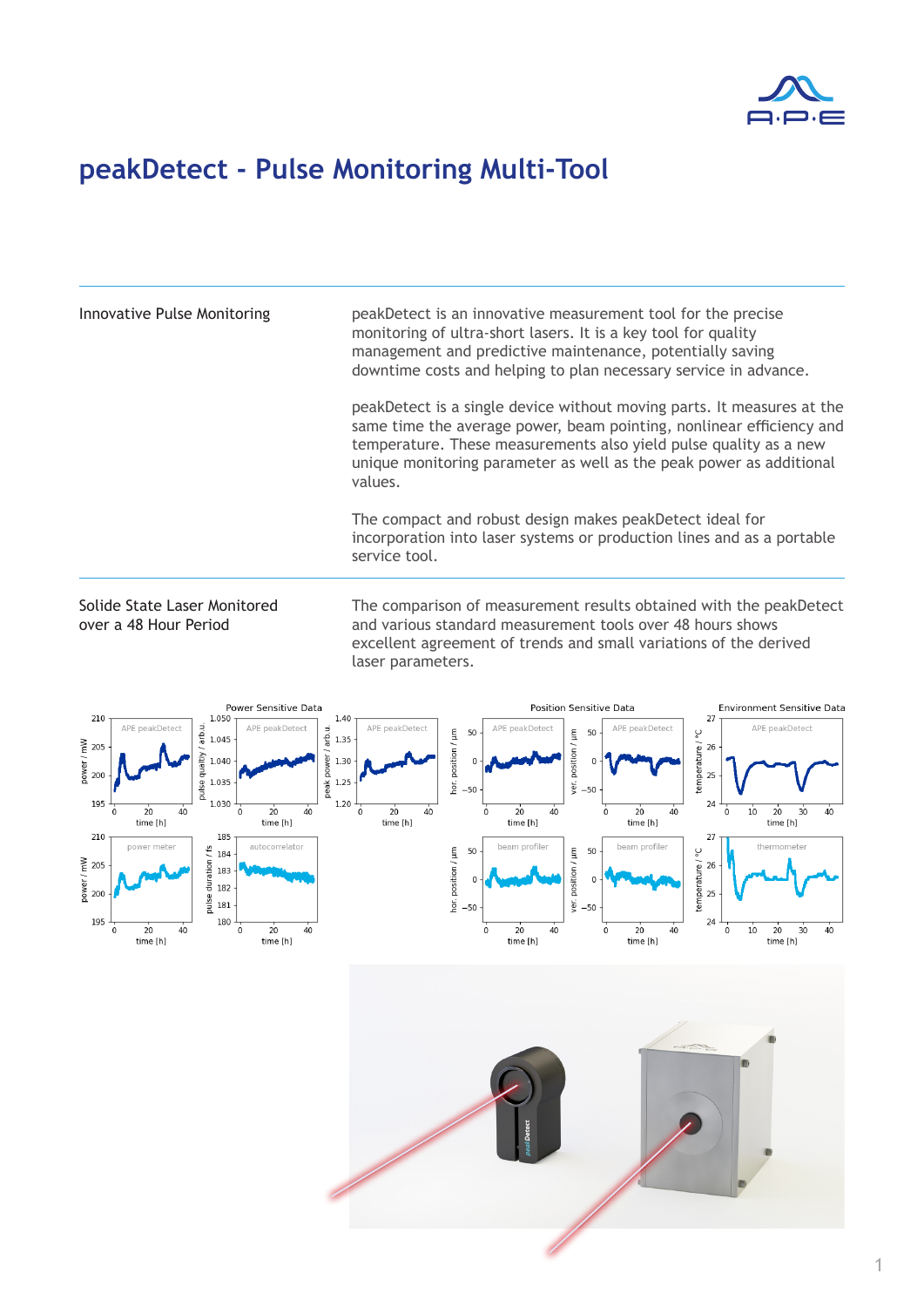# peakDetect - Pulse Monitoring Multi-Tool

## Innovative Pulse Monitoring

peakDetect is an innovative measurement tool for the precise monitoring of ultra-short lasers. It is a key tool for quality management and predictive maintenance, potentially saving downtime costs and helping to plan necessary service in advance.

peakDetect is a single device without moving parts. It measures at the same time the average power, beam pointing, nonlinear efficiency and temperature. These measurements also yield pulse quality as a new unique monitoring parameter as well as the peak power as additional values.

The compact and robust design makes peakDetect ideal for incorporation into laser systems or production lines and as a portable service tool.

## Solide State Laser Monitored over a 48 Hour Period

The comparison of measurement results obtained with the peakDetect and various standard measurement tools over 48 hours shows excellent agreement of trends and small variations of the derived laser parameters.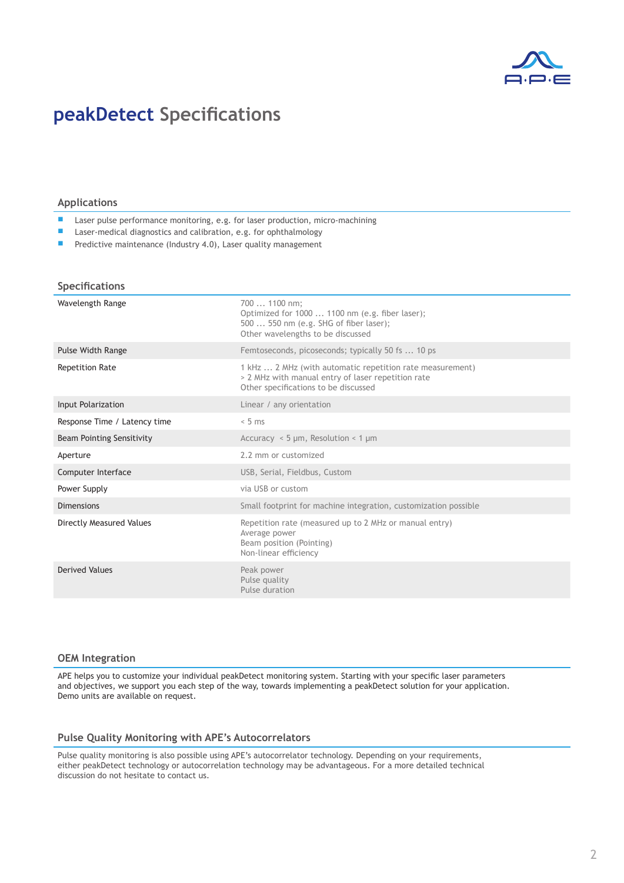# peakDetect Specifications

## Applications

- Laser pulse performance monitoring, e.g. for laser production, micro-machining
- Laser-medical diagnostics and calibration, e.g. for ophthalmology
- Predictive maintenance (Industry 4.0), Laser quality management

## Specifications

| | |
|---|---|
| Wavelength Range | 700 … 1100 nm;<br>Optimized for 1000 … 1100 nm (e.g. fiber laser);<br>500 … 550 nm (e.g. SHG of fiber laser);<br>Other wavelengths to be discussed |
| Pulse Width Range | Femtoseconds, picoseconds; typically 50 fs … 10 ps |
| Repetition Rate | 1 kHz … 2 MHz (with automatic repetition rate measurement)<br>> 2 MHz with manual entry of laser repetition rate<br>Other specifications to be discussed |
| Input Polarization | Linear / any orientation |
| Response Time / Latency time | < 5 ms |
| Beam Pointing Sensitivity | Accuracy < 5 µm, Resolution < 1 µm |
| Aperture | 2.2 mm or customized |
| Computer Interface | USB, Serial, Fieldbus, Custom |
| Power Supply | via USB or custom |
| Dimensions | Small footprint for machine integration, customization possible |
| Directly Measured Values | Repetition rate (measured up to 2 MHz or manual entry)<br>Average power<br>Beam position (Pointing)<br>Non-linear efficiency |
| Derived Values | Peak power<br>Pulse quality<br>Pulse duration |

## OEM Integration

APE helps you to customize your individual peakDetect monitoring system. Starting with your specific laser parameters and objectives, we support you each step of the way, towards implementing a peakDetect solution for your application. Demo units are available on request.

## Pulse Quality Monitoring with APE's Autocorrelators

Pulse quality monitoring is also possible using APE's autocorrelator technology. Depending on your requirements, either peakDetect technology or autocorrelation technology may be advantageous. For a more detailed technical discussion do not hesitate to contact us.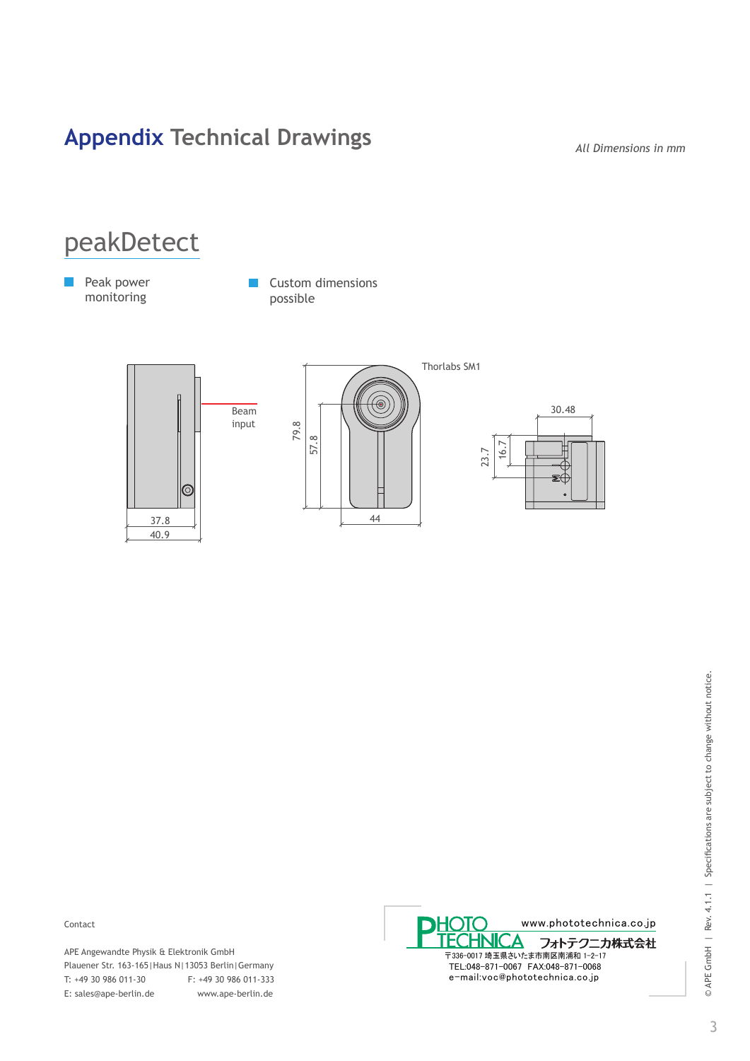# **Appendix** Technical Drawings

*All Dimensions in mm*

## peakDetect

- Peak power monitoring
- Custom dimensions possible

Beam input

37.8

40.9

79.8

57.8

44

Thorlabs SM1

30.48

23.7

16.7

Contact

APE Angewandte Physik & Elektronik GmbH
Plauener Str. 163-165 | Haus N | 13053 Berlin | Germany
T: +49 30 986 011-30 F: +49 30 986 011-333
E: sales@ape-berlin.de www.ape-berlin.de

PHOTO TECHNICA
www.phototechnica.co.jp
フォトテクニカ株式会社
〒336-0017 埼玉県さいたま市南区南浦和 1-2-17
TEL:048-871-0067 FAX:048-871-0068
e-mail:voc@phototechnica.co.jp

© APE GmbH | Rev. 4.1.1 | Specifications are subject to change without notice.